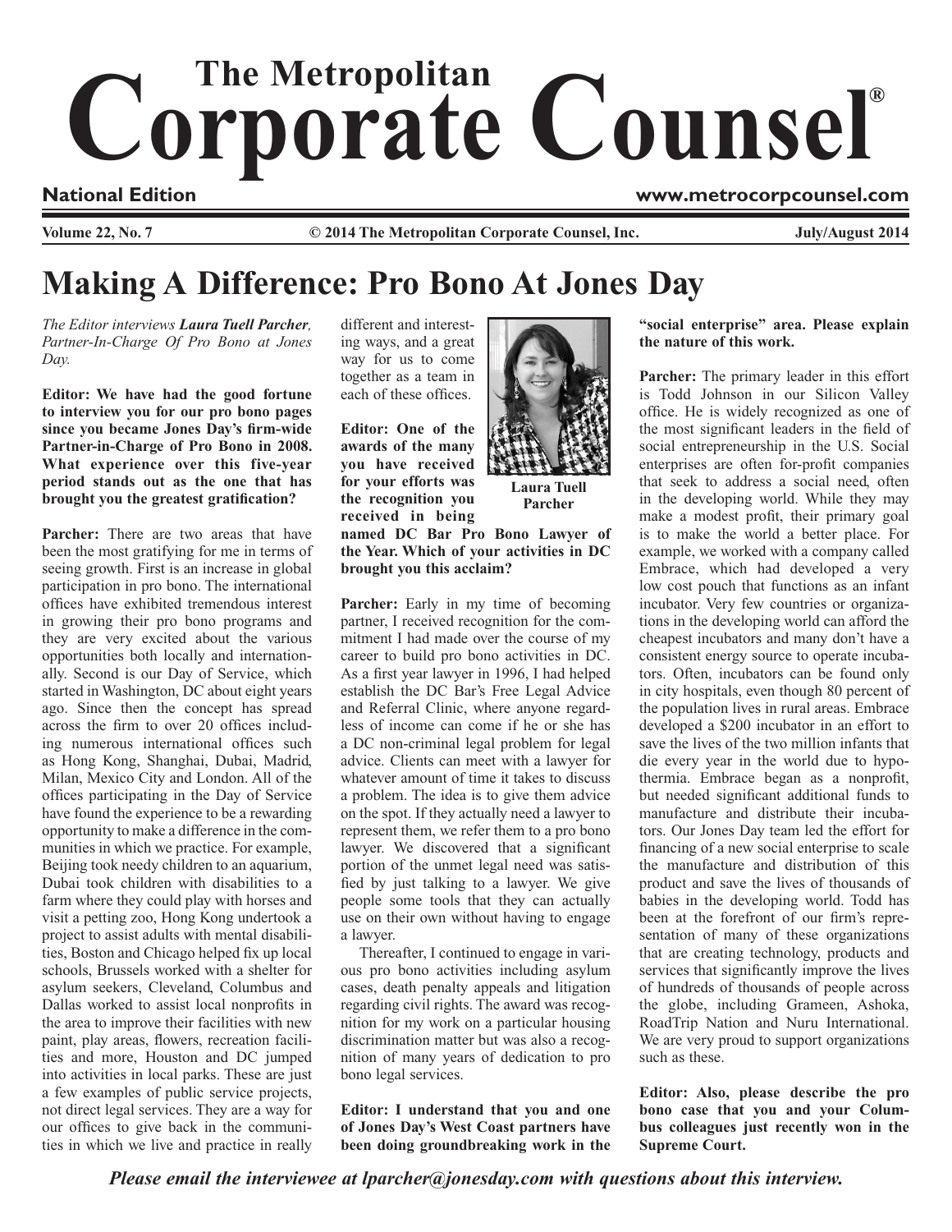# The Metropolitan Corporate Counsel®

**National Edition** **www.metrocorpcounsel.com**

**Volume 22, No. 7** **© 2014 The Metropolitan Corporate Counsel, Inc.** **July/August 2014**

# Making A Difference: Pro Bono At Jones Day

*The Editor interviews **Laura Tuell Parcher**, Partner-In-Charge Of Pro Bono at Jones Day.*

**Editor: We have had the good fortune to interview you for our pro bono pages since you became Jones Day's firm-wide Partner-in-Charge of Pro Bono in 2008. What experience over this five-year period stands out as the one that has brought you the greatest gratification?**

**Parcher:** There are two areas that have been the most gratifying for me in terms of seeing growth. First is an increase in global participation in pro bono. The international offices have exhibited tremendous interest in growing their pro bono programs and they are very excited about the various opportunities both locally and internationally. Second is our Day of Service, which started in Washington, DC about eight years ago. Since then the concept has spread across the firm to over 20 offices including numerous international offices such as Hong Kong, Shanghai, Dubai, Madrid, Milan, Mexico City and London. All of the offices participating in the Day of Service have found the experience to be a rewarding opportunity to make a difference in the communities in which we practice. For example, Beijing took needy children to an aquarium, Dubai took children with disabilities to a farm where they could play with horses and visit a petting zoo, Hong Kong undertook a project to assist adults with mental disabilities, Boston and Chicago helped fix up local schools, Brussels worked with a shelter for asylum seekers, Cleveland, Columbus and Dallas worked to assist local nonprofits in the area to improve their facilities with new paint, play areas, flowers, recreation facilities and more, Houston and DC jumped into activities in local parks. These are just a few examples of public service projects, not direct legal services. They are a way for our offices to give back in the communities in which we live and practice in really different and interesting ways, and a great way for us to come together as a team in each of these offices.

Laura Tuell Parcher

**Editor: One of the awards of the many you have received for your efforts was the recognition you received in being named DC Bar Pro Bono Lawyer of the Year. Which of your activities in DC brought you this acclaim?**

**Parcher:** Early in my time of becoming partner, I received recognition for the commitment I had made over the course of my career to build pro bono activities in DC. As a first year lawyer in 1996, I had helped establish the DC Bar's Free Legal Advice and Referral Clinic, where anyone regardless of income can come if he or she has a DC non-criminal legal problem for legal advice. Clients can meet with a lawyer for whatever amount of time it takes to discuss a problem. The idea is to give them advice on the spot. If they actually need a lawyer to represent them, we refer them to a pro bono lawyer. We discovered that a significant portion of the unmet legal need was satisfied by just talking to a lawyer. We give people some tools that they can actually use on their own without having to engage a lawyer.

Thereafter, I continued to engage in various pro bono activities including asylum cases, death penalty appeals and litigation regarding civil rights. The award was recognition for my work on a particular housing discrimination matter but was also a recognition of many years of dedication to pro bono legal services.

**Editor: I understand that you and one of Jones Day's West Coast partners have been doing groundbreaking work in the "social enterprise" area. Please explain the nature of this work.**

**Parcher:** The primary leader in this effort is Todd Johnson in our Silicon Valley office. He is widely recognized as one of the most significant leaders in the field of social entrepreneurship in the U.S. Social enterprises are often for-profit companies that seek to address a social need, often in the developing world. While they may make a modest profit, their primary goal is to make the world a better place. For example, we worked with a company called Embrace, which had developed a very low cost pouch that functions as an infant incubator. Very few countries or organizations in the developing world can afford the cheapest incubators and many don't have a consistent energy source to operate incubators. Often, incubators can be found only in city hospitals, even though 80 percent of the population lives in rural areas. Embrace developed a $200 incubator in an effort to save the lives of the two million infants that die every year in the world due to hypothermia. Embrace began as a nonprofit, but needed significant additional funds to manufacture and distribute their incubators. Our Jones Day team led the effort for financing of a new social enterprise to scale the manufacture and distribution of this product and save the lives of thousands of babies in the developing world. Todd has been at the forefront of our firm's representation of many of these organizations that are creating technology, products and services that significantly improve the lives of hundreds of thousands of people across the globe, including Grameen, Ashoka, RoadTrip Nation and Nuru International. We are very proud to support organizations such as these.

**Editor: Also, please describe the pro bono case that you and your Columbus colleagues just recently won in the Supreme Court.**

***Please email the interviewee at lparcher@jonesday.com with questions about this interview.***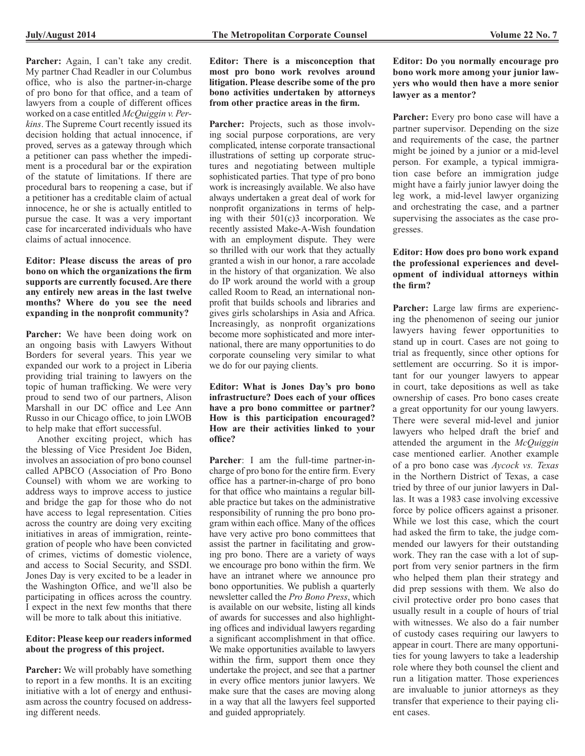**Parcher:** Again, I can't take any credit. My partner Chad Readler in our Columbus office, who is also the partner-in-charge of pro bono for that office, and a team of lawyers from a couple of different offices worked on a case entitled *McQuiggin v. Perkins*. The Supreme Court recently issued its decision holding that actual innocence, if proved, serves as a gateway through which a petitioner can pass whether the impediment is a procedural bar or the expiration of the statute of limitations. If there are procedural bars to reopening a case, but if a petitioner has a creditable claim of actual innocence, he or she is actually entitled to pursue the case. It was a very important case for incarcerated individuals who have claims of actual innocence.

**Editor: Please discuss the areas of pro bono on which the organizations the firm supports are currently focused. Are there any entirely new areas in the last twelve months? Where do you see the need expanding in the nonprofit community?**

**Parcher:** We have been doing work on an ongoing basis with Lawyers Without Borders for several years. This year we expanded our work to a project in Liberia providing trial training to lawyers on the topic of human trafficking. We were very proud to send two of our partners, Alison Marshall in our DC office and Lee Ann Russo in our Chicago office, to join LWOB to help make that effort successful.

Another exciting project, which has the blessing of Vice President Joe Biden, involves an association of pro bono counsel called APBCO (Association of Pro Bono Counsel) with whom we are working to address ways to improve access to justice and bridge the gap for those who do not have access to legal representation. Cities across the country are doing very exciting initiatives in areas of immigration, reintegration of people who have been convicted of crimes, victims of domestic violence, and access to Social Security, and SSDI. Jones Day is very excited to be a leader in the Washington Office, and we'll also be participating in offices across the country. I expect in the next few months that there will be more to talk about this initiative.

**Editor: Please keep our readers informed about the progress of this project.**

**Parcher:** We will probably have something to report in a few months. It is an exciting initiative with a lot of energy and enthusiasm across the country focused on addressing different needs.

**Editor: There is a misconception that most pro bono work revolves around litigation. Please describe some of the pro bono activities undertaken by attorneys from other practice areas in the firm.**

**Parcher:** Projects, such as those involving social purpose corporations, are very complicated, intense corporate transactional illustrations of setting up corporate structures and negotiating between multiple sophisticated parties. That type of pro bono work is increasingly available. We also have always undertaken a great deal of work for nonprofit organizations in terms of helping with their 501(c)3 incorporation. We recently assisted Make-A-Wish foundation with an employment dispute. They were so thrilled with our work that they actually granted a wish in our honor, a rare accolade in the history of that organization. We also do IP work around the world with a group called Room to Read, an international nonprofit that builds schools and libraries and gives girls scholarships in Asia and Africa. Increasingly, as nonprofit organizations become more sophisticated and more international, there are many opportunities to do corporate counseling very similar to what we do for our paying clients.

**Editor: What is Jones Day's pro bono infrastructure? Does each of your offices have a pro bono committee or partner? How is this participation encouraged? How are their activities linked to your office?**

**Parcher**: I am the full-time partner-in-charge of pro bono for the entire firm. Every office has a partner-in-charge of pro bono for that office who maintains a regular billable practice but takes on the administrative responsibility of running the pro bono program within each office. Many of the offices have very active pro bono committees that assist the partner in facilitating and growing pro bono. There are a variety of ways we encourage pro bono within the firm. We have an intranet where we announce pro bono opportunities. We publish a quarterly newsletter called the *Pro Bono Press*, which is available on our website, listing all kinds of awards for successes and also highlighting offices and individual lawyers regarding a significant accomplishment in that office. We make opportunities available to lawyers within the firm, support them once they undertake the project, and see that a partner in every office mentors junior lawyers. We make sure that the cases are moving along in a way that all the lawyers feel supported and guided appropriately.

**Editor: Do you normally encourage pro bono work more among your junior lawyers who would then have a more senior lawyer as a mentor?**

**Parcher:** Every pro bono case will have a partner supervisor. Depending on the size and requirements of the case, the partner might be joined by a junior or a mid-level person. For example, a typical immigration case before an immigration judge might have a fairly junior lawyer doing the leg work, a mid-level lawyer organizing and orchestrating the case, and a partner supervising the associates as the case progresses.

**Editor: How does pro bono work expand the professional experiences and development of individual attorneys within the firm?**

**Parcher:** Large law firms are experiencing the phenomenon of seeing our junior lawyers having fewer opportunities to stand up in court. Cases are not going to trial as frequently, since other options for settlement are occurring. So it is important for our younger lawyers to appear in court, take depositions as well as take ownership of cases. Pro bono cases create a great opportunity for our young lawyers. There were several mid-level and junior lawyers who helped draft the brief and attended the argument in the *McQuiggin* case mentioned earlier. Another example of a pro bono case was *Aycock vs. Texas* in the Northern District of Texas, a case tried by three of our junior lawyers in Dallas. It was a 1983 case involving excessive force by police officers against a prisoner. While we lost this case, which the court had asked the firm to take, the judge commended our lawyers for their outstanding work. They ran the case with a lot of support from very senior partners in the firm who helped them plan their strategy and did prep sessions with them. We also do civil protective order pro bono cases that usually result in a couple of hours of trial with witnesses. We also do a fair number of custody cases requiring our lawyers to appear in court. There are many opportunities for young lawyers to take a leadership role where they both counsel the client and run a litigation matter. Those experiences are invaluable to junior attorneys as they transfer that experience to their paying client cases.